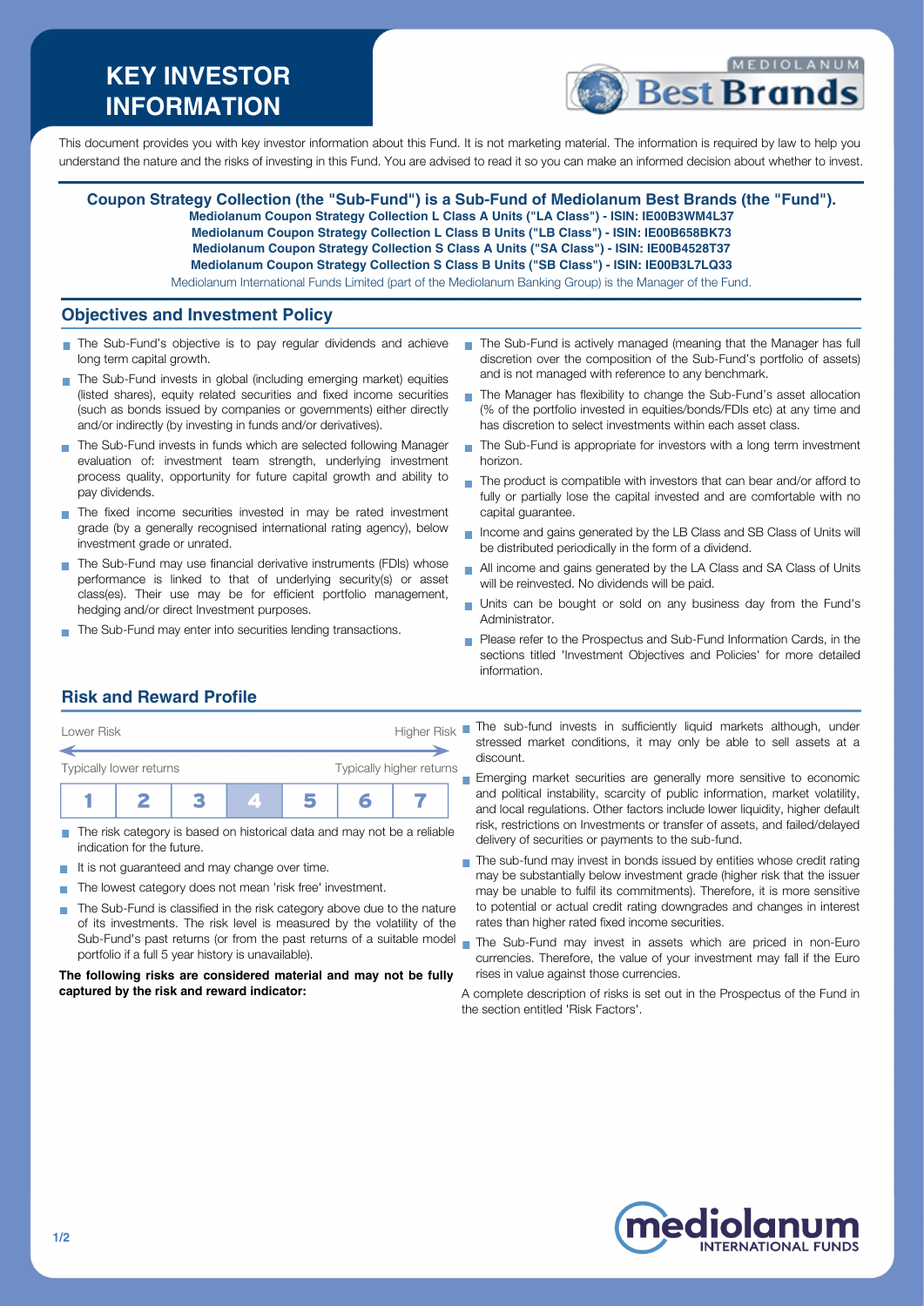# KEY INVESTOR INFORMATION

This document provides you with key investor information about this Fund. It is not marketing material. The information is required by law to help you understand the nature and the risks of investing in this Fund. You are advised to read it so you can make an informed decision about whether to invest.

**Coupon Strategy Collection (the "Sub-Fund") is a Sub-Fund of Mediolanum Best Brands (the "Fund").**
**Mediolanum Coupon Strategy Collection L Class A Units ("LA Class") - ISIN: IE00B3WM4L37**
**Mediolanum Coupon Strategy Collection L Class B Units ("LB Class") - ISIN: IE00B658BK73**
**Mediolanum Coupon Strategy Collection S Class A Units ("SA Class") - ISIN: IE00B4528T37**
**Mediolanum Coupon Strategy Collection S Class B Units ("SB Class") - ISIN: IE00B3L7LQ33**
Mediolanum International Funds Limited (part of the Mediolanum Banking Group) is the Manager of the Fund.

## Objectives and Investment Policy

- The Sub-Fund's objective is to pay regular dividends and achieve long term capital growth.
- The Sub-Fund invests in global (including emerging market) equities (listed shares), equity related securities and fixed income securities (such as bonds issued by companies or governments) either directly and/or indirectly (by investing in funds and/or derivatives).
- The Sub-Fund invests in funds which are selected following Manager evaluation of: investment team strength, underlying investment process quality, opportunity for future capital growth and ability to pay dividends.
- The fixed income securities invested in may be rated investment grade (by a generally recognised international rating agency), below investment grade or unrated.
- The Sub-Fund may use financial derivative instruments (FDIs) whose performance is linked to that of underlying security(s) or asset class(es). Their use may be for efficient portfolio management, hedging and/or direct Investment purposes.
- The Sub-Fund may enter into securities lending transactions.
- The Sub-Fund is actively managed (meaning that the Manager has full discretion over the composition of the Sub-Fund's portfolio of assets) and is not managed with reference to any benchmark.
- The Manager has flexibility to change the Sub-Fund's asset allocation (% of the portfolio invested in equities/bonds/FDIs etc) at any time and has discretion to select investments within each asset class.
- The Sub-Fund is appropriate for investors with a long term investment horizon.
- The product is compatible with investors that can bear and/or afford to fully or partially lose the capital invested and are comfortable with no capital guarantee.
- Income and gains generated by the LB Class and SB Class of Units will be distributed periodically in the form of a dividend.
- All income and gains generated by the LA Class and SA Class of Units will be reinvested. No dividends will be paid.
- Units can be bought or sold on any business day from the Fund's Administrator.
- Please refer to the Prospectus and Sub-Fund Information Cards, in the sections titled 'Investment Objectives and Policies' for more detailed information.

## Risk and Reward Profile

Lower Risk — Higher Risk

Typically lower returns — Typically higher returns

| 1 | 2 | 3 | **4** | 5 | 6 | 7 |
|---|---|---|---|---|---|---|

- The risk category is based on historical data and may not be a reliable indication for the future.
- It is not guaranteed and may change over time.
- The lowest category does not mean 'risk free' investment.
- The Sub-Fund is classified in the risk category above due to the nature of its investments. The risk level is measured by the volatility of the Sub-Fund's past returns (or from the past returns of a suitable model portfolio if a full 5 year history is unavailable).

**The following risks are considered material and may not be fully captured by the risk and reward indicator:**

- The sub-fund invests in sufficiently liquid markets although, under stressed market conditions, it may only be able to sell assets at a discount.
- Emerging market securities are generally more sensitive to economic and political instability, scarcity of public information, market volatility, and local regulations. Other factors include lower liquidity, higher default risk, restrictions on Investments or transfer of assets, and failed/delayed delivery of securities or payments to the sub-fund.
- The sub-fund may invest in bonds issued by entities whose credit rating may be substantially below investment grade (higher risk that the issuer may be unable to fulfil its commitments). Therefore, it is more sensitive to potential or actual credit rating downgrades and changes in interest rates than higher rated fixed income securities.
- The Sub-Fund may invest in assets which are priced in non-Euro currencies. Therefore, the value of your investment may fall if the Euro rises in value against those currencies.

A complete description of risks is set out in the Prospectus of the Fund in the section entitled 'Risk Factors'.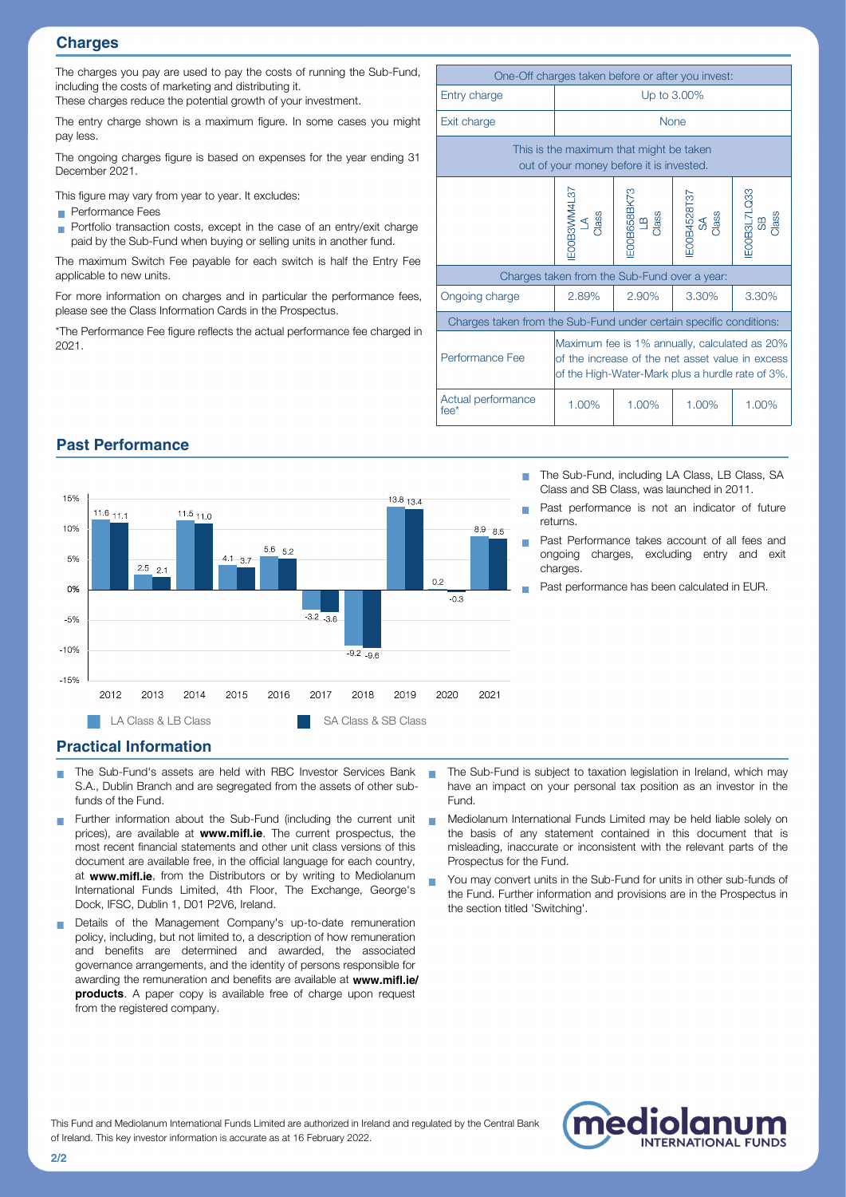## Charges

The charges you pay are used to pay the costs of running the Sub-Fund, including the costs of marketing and distributing it.
These charges reduce the potential growth of your investment.

The entry charge shown is a maximum figure. In some cases you might pay less.

The ongoing charges figure is based on expenses for the year ending 31 December 2021.

This figure may vary from year to year. It excludes:

- Performance Fees
- Portfolio transaction costs, except in the case of an entry/exit charge paid by the Sub-Fund when buying or selling units in another fund.

The maximum Switch Fee payable for each switch is half the Entry Fee applicable to new units.

For more information on charges and in particular the performance fees, please see the Class Information Cards in the Prospectus.

*The Performance Fee figure reflects the actual performance fee charged in 2021.

| One-Off charges taken before or after you invest: | | | | |
|---|---|---|---|---|
| Entry charge | Up to 3.00% | | | |
| Exit charge | None | | | |
| This is the maximum that might be taken out of your money before it is invested. | | | | |
| | IE00B3WM4L37 LA Class | IE00B658BK73 LB Class | IE00B4528T37 SA Class | IE00B3L7LQ33 SB Class |
| Charges taken from the Sub-Fund over a year: | | | | |
| Ongoing charge | 2.89% | 2.90% | 3.30% | 3.30% |
| Charges taken from the Sub-Fund under certain specific conditions: | | | | |
| Performance Fee | Maximum fee is 1% annually, calculated as 20% of the increase of the net asset value in excess of the High-Water-Mark plus a hurdle rate of 3%. | | | |
| Actual performance fee* | 1.00% | 1.00% | 1.00% | 1.00% |

## Past Performance

15%
10%
5%
0%
-5%
-10%
-15%

2012: 11.6, 11.1
2013: 2.5, 2.1
2014: 11.5, 11.0
2015: 4.1, 3.7
2016: 5.6, 5.2
2017: -3.2, -3.6
2018: -9.2, -9.6
2019: 13.8, 13.4
2020: 0.2, -0.3
2021: 8.9, 8.5

LA Class & LB Class
SA Class & SB Class

- The Sub-Fund, including LA Class, LB Class, SA Class and SB Class, was launched in 2011.
- Past performance is not an indicator of future returns.
- Past Performance takes account of all fees and ongoing charges, excluding entry and exit charges.
- Past performance has been calculated in EUR.

## Practical Information

- The Sub-Fund's assets are held with RBC Investor Services Bank S.A., Dublin Branch and are segregated from the assets of other sub-funds of the Fund.
- Further information about the Sub-Fund (including the current unit prices), are available at **www.mifl.ie**. The current prospectus, the most recent financial statements and other unit class versions of this document are available free, in the official language for each country, at **www.mifl.ie**, from the Distributors or by writing to Mediolanum International Funds Limited, 4th Floor, The Exchange, George's Dock, IFSC, Dublin 1, D01 P2V6, Ireland.
- Details of the Management Company's up-to-date remuneration policy, including, but not limited to, a description of how remuneration and benefits are determined and awarded, the associated governance arrangements, and the identity of persons responsible for awarding the remuneration and benefits are available at **www.mifl.ie/products**. A paper copy is available free of charge upon request from the registered company.
- The Sub-Fund is subject to taxation legislation in Ireland, which may have an impact on your personal tax position as an investor in the Fund.
- Mediolanum International Funds Limited may be held liable solely on the basis of any statement contained in this document that is misleading, inaccurate or inconsistent with the relevant parts of the Prospectus for the Fund.
- You may convert units in the Sub-Fund for units in other sub-funds of the Fund. Further information and provisions are in the Prospectus in the section titled 'Switching'.

This Fund and Mediolanum International Funds Limited are authorized in Ireland and regulated by the Central Bank of Ireland. This key investor information is accurate as at 16 February 2022.